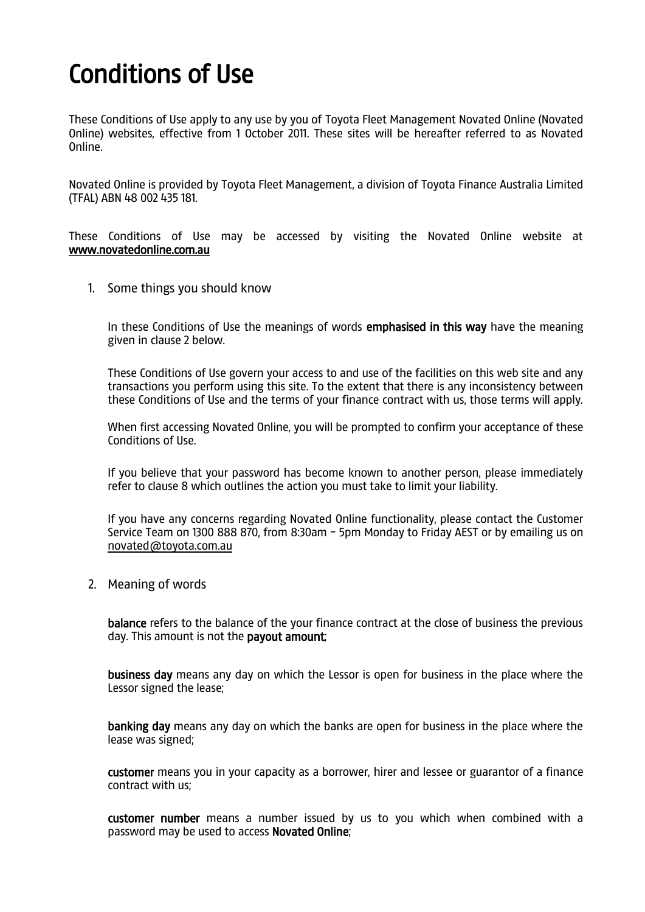# Conditions of Use

These Conditions of Use apply to any use by you of Toyota Fleet Management Novated Online (Novated Online) websites, effective from 1 October 2011. These sites will be hereafter referred to as Novated Online.

Novated Online is provided by Toyota Fleet Management, a division of Toyota Finance Australia Limited (TFAL) ABN 48 002 435 181.

These Conditions of Use may be accessed by visiting the Novated Online website at [www.novatedonline.com.au](www.novatedonline.com.au)

1. Some things you should know

   In these Conditions of Use the meanings of words **emphasised in this way** have the meaning given in clause 2 below.

   These Conditions of Use govern your access to and use of the facilities on this web site and any transactions you perform using this site. To the extent that there is any inconsistency between these Conditions of Use and the terms of your finance contract with us, those terms will apply.

   When first accessing Novated Online, you will be prompted to confirm your acceptance of these Conditions of Use.

   If you believe that your password has become known to another person, please immediately refer to clause 8 which outlines the action you must take to limit your liability.

   If you have any concerns regarding Novated Online functionality, please contact the Customer Service Team on 1300 888 870, from 8:30am – 5pm Monday to Friday AEST or by emailing us on novated@toyota.com.au

2. Meaning of words

   **balance** refers to the balance of the your finance contract at the close of business the previous day. This amount is not the **payout amount**;

   **business day** means any day on which the Lessor is open for business in the place where the Lessor signed the lease;

   **banking day** means any day on which the banks are open for business in the place where the lease was signed;

   **customer** means you in your capacity as a borrower, hirer and lessee or guarantor of a finance contract with us;

   **customer number** means a number issued by us to you which when combined with a password may be used to access **Novated Online**;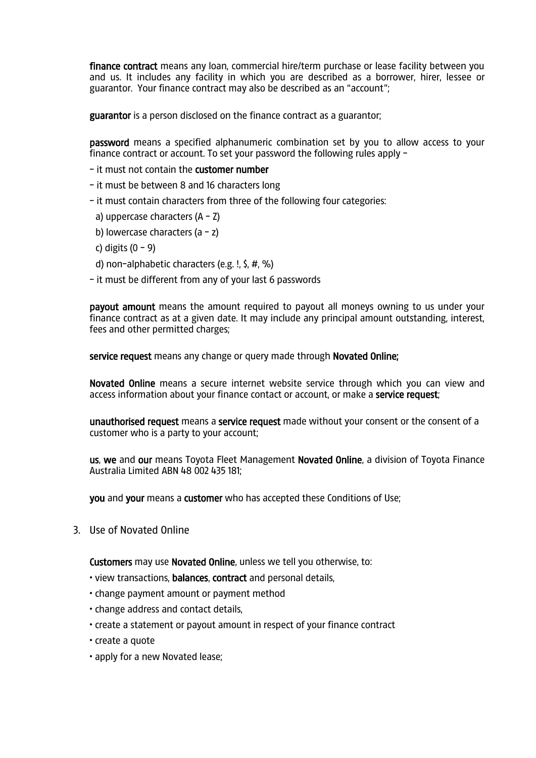**finance contract** means any loan, commercial hire/term purchase or lease facility between you and us. It includes any facility in which you are described as a borrower, hirer, lessee or guarantor. Your finance contract may also be described as an "account";

**guarantor** is a person disclosed on the finance contract as a guarantor;

**password** means a specified alphanumeric combination set by you to allow access to your finance contract or account. To set your password the following rules apply –

– it must not contain the **customer number**

– it must be between 8 and 16 characters long

– it must contain characters from three of the following four categories:

a) uppercase characters (A – Z)

b) lowercase characters (a – z)

c) digits (0 – 9)

d) non-alphabetic characters (e.g. !, $, #, %)

– it must be different from any of your last 6 passwords

**payout amount** means the amount required to payout all moneys owning to us under your finance contract as at a given date. It may include any principal amount outstanding, interest, fees and other permitted charges;

**service request** means any change or query made through **Novated Online;**

**Novated Online** means a secure internet website service through which you can view and access information about your finance contact or account, or make a **service request**;

**unauthorised request** means a **service request** made without your consent or the consent of a customer who is a party to your account;

**us**, **we** and **our** means Toyota Fleet Management **Novated Online**, a division of Toyota Finance Australia Limited ABN 48 002 435 181;

**you** and **your** means a **customer** who has accepted these Conditions of Use;

3. Use of Novated Online

**Customers** may use **Novated Online**, unless we tell you otherwise, to:

- view transactions, **balances**, **contract** and personal details,
- change payment amount or payment method
- change address and contact details,
- create a statement or payout amount in respect of your finance contract
- create a quote
- apply for a new Novated lease;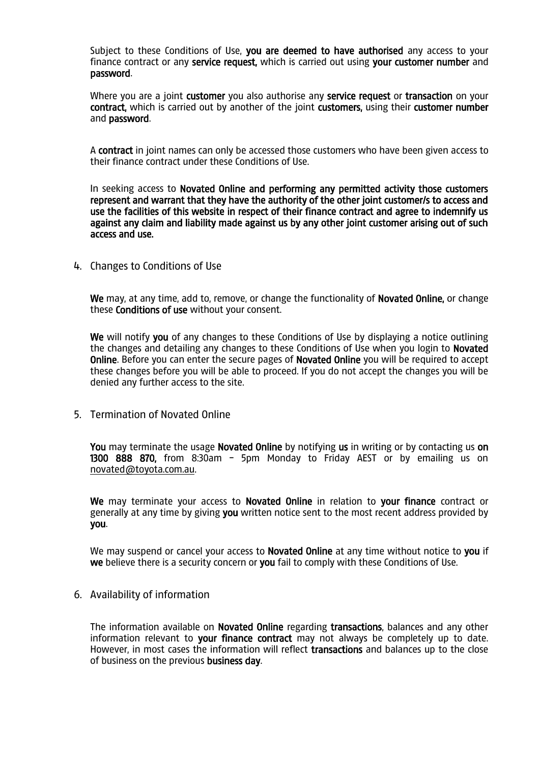Subject to these Conditions of Use, **you are deemed to have authorised** any access to your finance contract or any **service request,** which is carried out using **your customer number** and **password**.

Where you are a joint **customer** you also authorise any **service request** or **transaction** on your **contract,** which is carried out by another of the joint **customers,** using their **customer number** and **password**.

A **contract** in joint names can only be accessed those customers who have been given access to their finance contract under these Conditions of Use.

In seeking access to **Novated Online and performing any permitted activity those customers represent and warrant that they have the authority of the other joint customer/s to access and use the facilities of this website in respect of their finance contract and agree to indemnify us against any claim and liability made against us by any other joint customer arising out of such access and use.**

4. Changes to Conditions of Use

**We** may, at any time, add to, remove, or change the functionality of **Novated Online,** or change these **Conditions of use** without your consent.

**We** will notify **you** of any changes to these Conditions of Use by displaying a notice outlining the changes and detailing any changes to these Conditions of Use when you login to **Novated Online**. Before you can enter the secure pages of **Novated Online** you will be required to accept these changes before you will be able to proceed. If you do not accept the changes you will be denied any further access to the site.

5. Termination of Novated Online

**You** may terminate the usage **Novated Online** by notifying **us** in writing or by contacting us **on 1300 888 870,** from 8:30am – 5pm Monday to Friday AEST or by emailing us on novated@toyota.com.au.

**We** may terminate your access to **Novated Online** in relation to **your finance** contract or generally at any time by giving **you** written notice sent to the most recent address provided by **you**.

We may suspend or cancel your access to **Novated Online** at any time without notice to **you** if **we** believe there is a security concern or **you** fail to comply with these Conditions of Use.

6. Availability of information

The information available on **Novated Online** regarding **transactions**, balances and any other information relevant to **your finance contract** may not always be completely up to date. However, in most cases the information will reflect **transactions** and balances up to the close of business on the previous **business day**.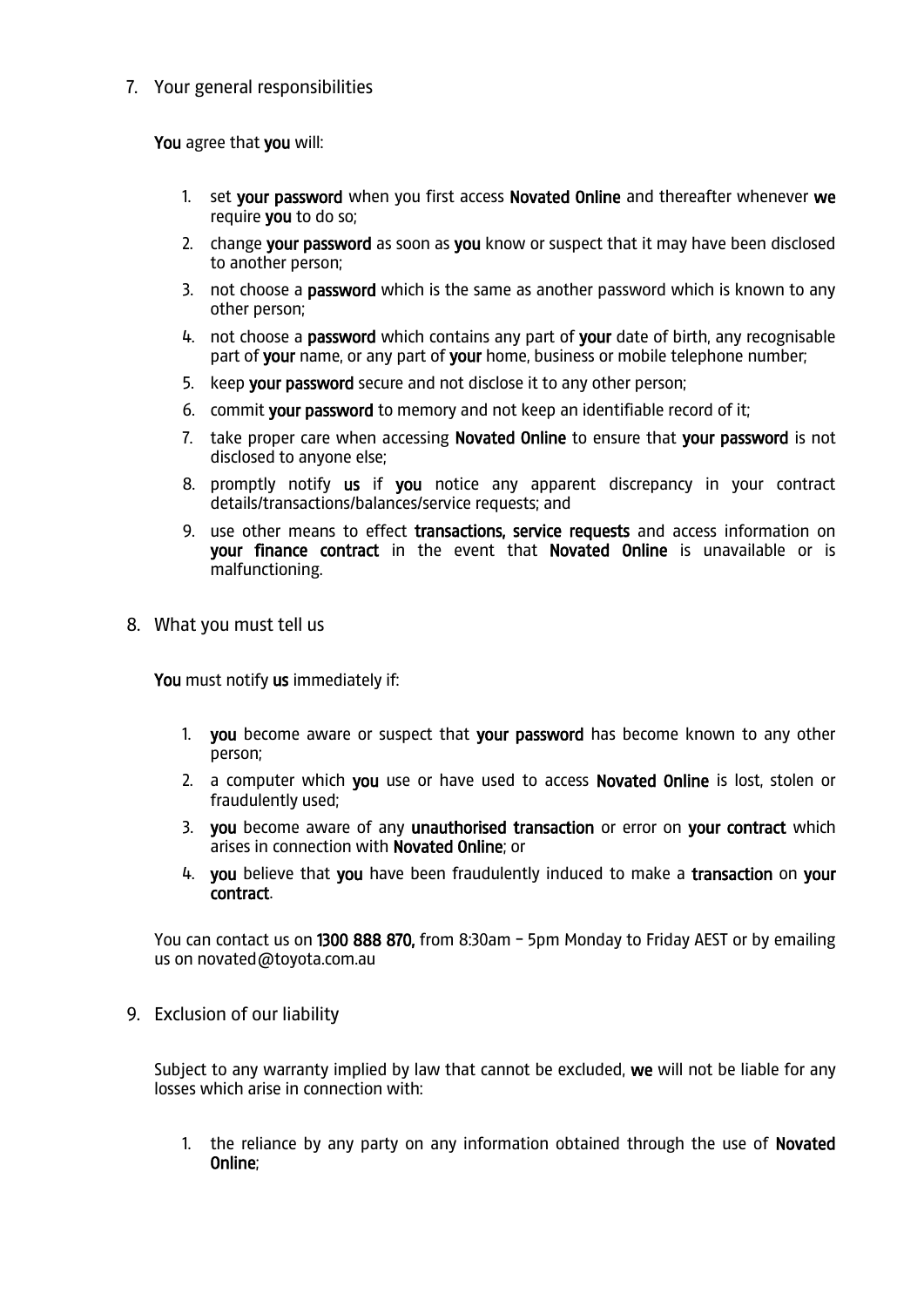7. Your general responsibilities

**You** agree that **you** will:

1. set **your password** when you first access **Novated Online** and thereafter whenever **we** require **you** to do so;
2. change **your password** as soon as **you** know or suspect that it may have been disclosed to another person;
3. not choose a **password** which is the same as another password which is known to any other person;
4. not choose a **password** which contains any part of **your** date of birth, any recognisable part of **your** name, or any part of **your** home, business or mobile telephone number;
5. keep **your password** secure and not disclose it to any other person;
6. commit **your password** to memory and not keep an identifiable record of it;
7. take proper care when accessing **Novated Online** to ensure that **your password** is not disclosed to anyone else;
8. promptly notify **us** if **you** notice any apparent discrepancy in your contract details/transactions/balances/service requests; and
9. use other means to effect **transactions, service requests** and access information on **your finance contract** in the event that **Novated Online** is unavailable or is malfunctioning.

8. What you must tell us

**You** must notify **us** immediately if:

1. **you** become aware or suspect that **your password** has become known to any other person;
2. a computer which **you** use or have used to access **Novated Online** is lost, stolen or fraudulently used;
3. **you** become aware of any **unauthorised transaction** or error on **your contract** which arises in connection with **Novated Online**; or
4. **you** believe that **you** have been fraudulently induced to make a **transaction** on **your contract**.

You can contact us on **1300 888 870,** from 8:30am – 5pm Monday to Friday AEST or by emailing us on novated@toyota.com.au

9. Exclusion of our liability

Subject to any warranty implied by law that cannot be excluded, **we** will not be liable for any losses which arise in connection with:

1. the reliance by any party on any information obtained through the use of **Novated Online**;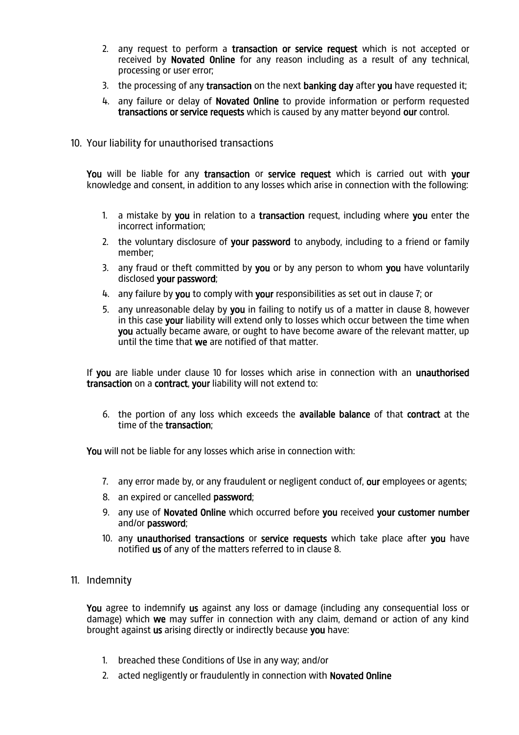2. any request to perform a **transaction or service request** which is not accepted or received by **Novated Online** for any reason including as a result of any technical, processing or user error;
3. the processing of any **transaction** on the next **banking day** after **you** have requested it;
4. any failure or delay of **Novated Online** to provide information or perform requested **transactions or service requests** which is caused by any matter beyond **our** control.

## 10. Your liability for unauthorised transactions

**You** will be liable for any **transaction** or **service request** which is carried out with **your** knowledge and consent, in addition to any losses which arise in connection with the following:

1. a mistake by **you** in relation to a **transaction** request, including where **you** enter the incorrect information;
2. the voluntary disclosure of **your password** to anybody, including to a friend or family member;
3. any fraud or theft committed by **you** or by any person to whom **you** have voluntarily disclosed **your password**;
4. any failure by **you** to comply with **your** responsibilities as set out in clause 7; or
5. any unreasonable delay by **you** in failing to notify us of a matter in clause 8, however in this case **your** liability will extend only to losses which occur between the time when **you** actually became aware, or ought to have become aware of the relevant matter, up until the time that **we** are notified of that matter.

If **you** are liable under clause 10 for losses which arise in connection with an **unauthorised transaction** on a **contract**, **your** liability will not extend to:

6. the portion of any loss which exceeds the **available balance** of that **contract** at the time of the **transaction**;

**You** will not be liable for any losses which arise in connection with:

7. any error made by, or any fraudulent or negligent conduct of, **our** employees or agents;
8. an expired or cancelled **password**;
9. any use of **Novated Online** which occurred before **you** received **your customer number** and/or **password**;
10. any **unauthorised transactions** or **service requests** which take place after **you** have notified **us** of any of the matters referred to in clause 8.

## 11. Indemnity

**You** agree to indemnify **us** against any loss or damage (including any consequential loss or damage) which **we** may suffer in connection with any claim, demand or action of any kind brought against **us** arising directly or indirectly because **you** have:

1. breached these Conditions of Use in any way; and/or
2. acted negligently or fraudulently in connection with **Novated Online**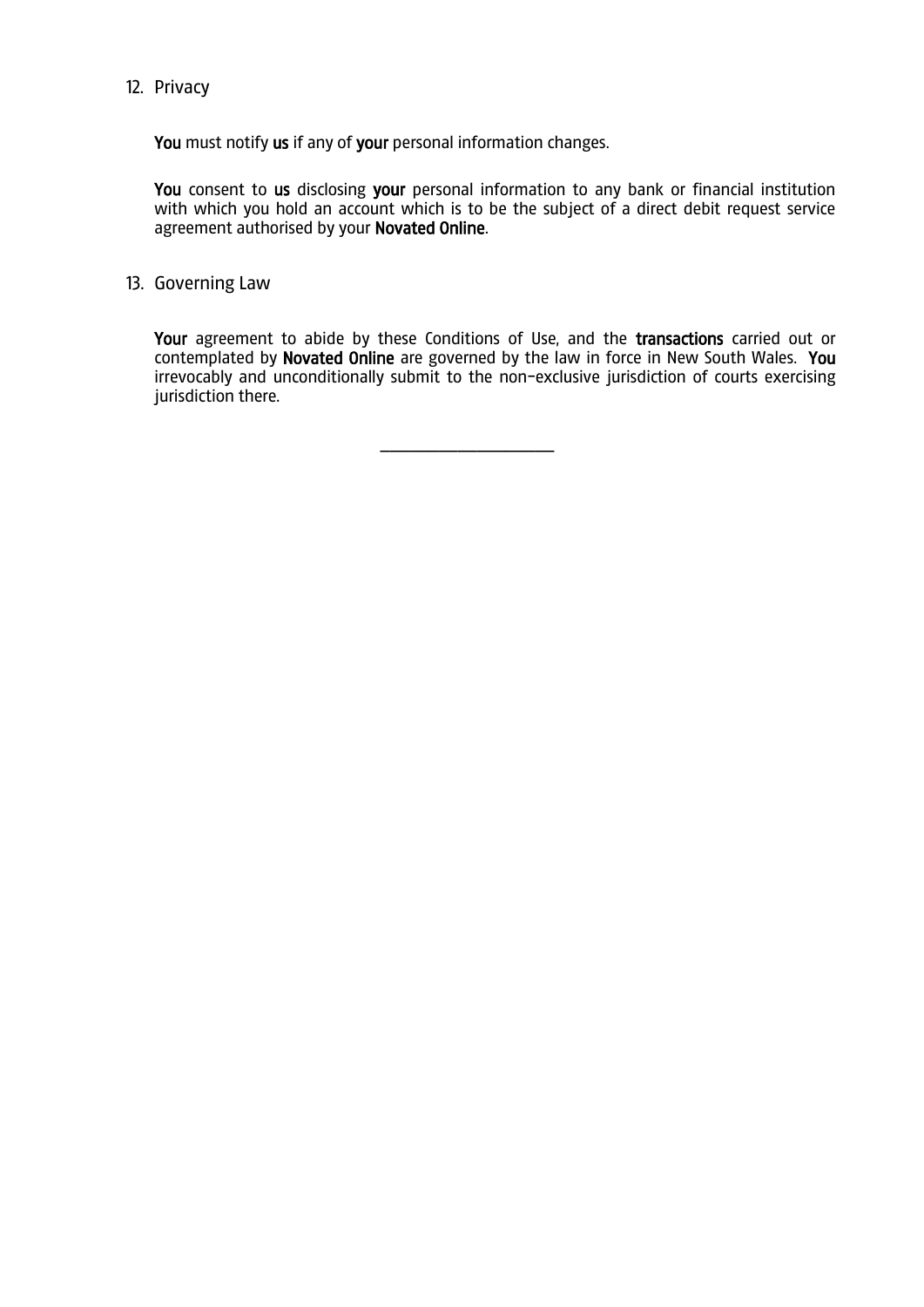12. Privacy

    **You** must notify **us** if any of **your** personal information changes.

    **You** consent to **us** disclosing **your** personal information to any bank or financial institution with which you hold an account which is to be the subject of a direct debit request service agreement authorised by your **Novated Online**.

13. Governing Law

    **Your** agreement to abide by these Conditions of Use, and the **transactions** carried out or contemplated by **Novated Online** are governed by the law in force in New South Wales. **You** irrevocably and unconditionally submit to the non-exclusive jurisdiction of courts exercising jurisdiction there.

---